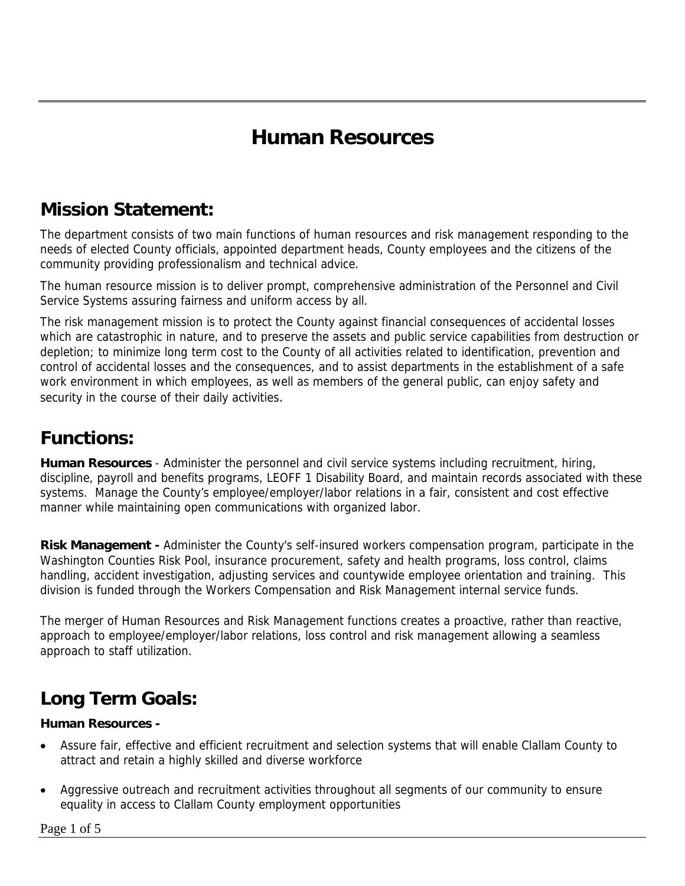# Human Resources

## Mission Statement:

The department consists of two main functions of human resources and risk management responding to the needs of elected County officials, appointed department heads, County employees and the citizens of the community providing professionalism and technical advice.

The human resource mission is to deliver prompt, comprehensive administration of the Personnel and Civil Service Systems assuring fairness and uniform access by all.

The risk management mission is to protect the County against financial consequences of accidental losses which are catastrophic in nature, and to preserve the assets and public service capabilities from destruction or depletion; to minimize long term cost to the County of all activities related to identification, prevention and control of accidental losses and the consequences, and to assist departments in the establishment of a safe work environment in which employees, as well as members of the general public, can enjoy safety and security in the course of their daily activities.

## Functions:

**Human Resources** - Administer the personnel and civil service systems including recruitment, hiring, discipline, payroll and benefits programs, LEOFF 1 Disability Board, and maintain records associated with these systems. Manage the County's employee/employer/labor relations in a fair, consistent and cost effective manner while maintaining open communications with organized labor.

**Risk Management -** Administer the County's self-insured workers compensation program, participate in the Washington Counties Risk Pool, insurance procurement, safety and health programs, loss control, claims handling, accident investigation, adjusting services and countywide employee orientation and training. This division is funded through the Workers Compensation and Risk Management internal service funds.

The merger of Human Resources and Risk Management functions creates a proactive, rather than reactive, approach to employee/employer/labor relations, loss control and risk management allowing a seamless approach to staff utilization.

## Long Term Goals:

**Human Resources -**

- Assure fair, effective and efficient recruitment and selection systems that will enable Clallam County to attract and retain a highly skilled and diverse workforce
- Aggressive outreach and recruitment activities throughout all segments of our community to ensure equality in access to Clallam County employment opportunities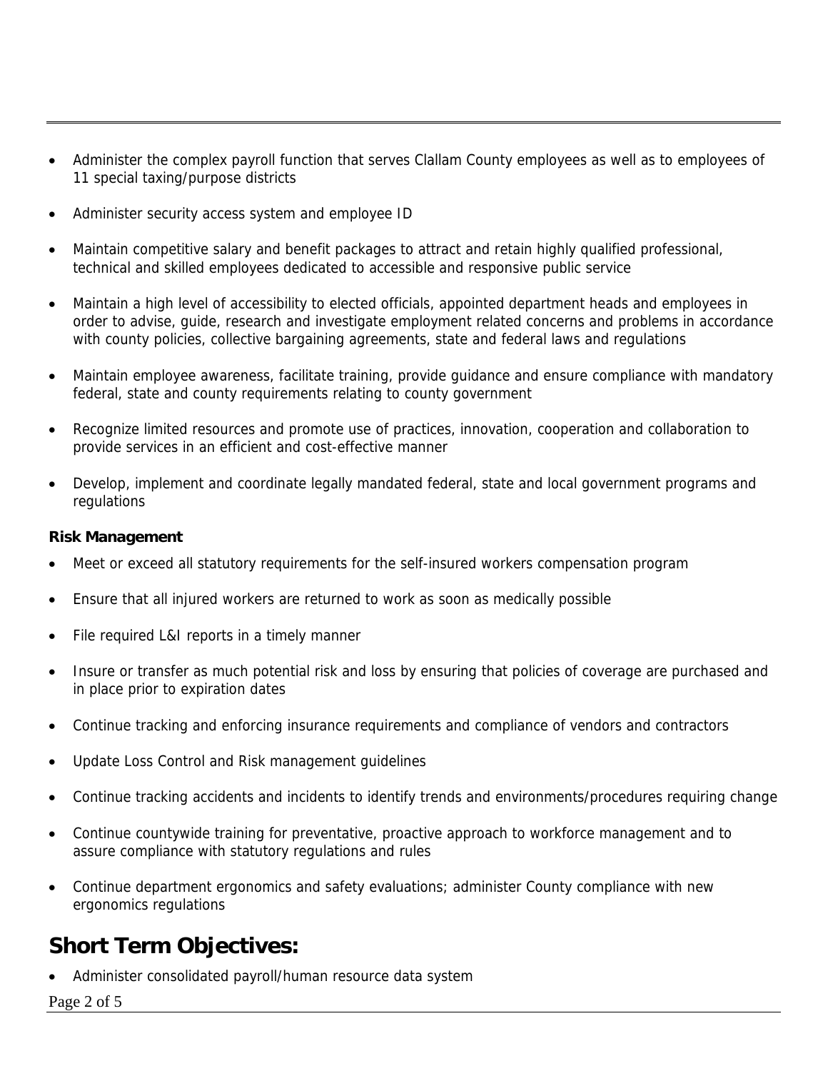- Administer the complex payroll function that serves Clallam County employees as well as to employees of 11 special taxing/purpose districts
- Administer security access system and employee ID
- Maintain competitive salary and benefit packages to attract and retain highly qualified professional, technical and skilled employees dedicated to accessible and responsive public service
- Maintain a high level of accessibility to elected officials, appointed department heads and employees in order to advise, guide, research and investigate employment related concerns and problems in accordance with county policies, collective bargaining agreements, state and federal laws and regulations
- Maintain employee awareness, facilitate training, provide guidance and ensure compliance with mandatory federal, state and county requirements relating to county government
- Recognize limited resources and promote use of practices, innovation, cooperation and collaboration to provide services in an efficient and cost-effective manner
- Develop, implement and coordinate legally mandated federal, state and local government programs and regulations

**Risk Management**

- Meet or exceed all statutory requirements for the self-insured workers compensation program
- Ensure that all injured workers are returned to work as soon as medically possible
- File required L&I reports in a timely manner
- Insure or transfer as much potential risk and loss by ensuring that policies of coverage are purchased and in place prior to expiration dates
- Continue tracking and enforcing insurance requirements and compliance of vendors and contractors
- Update Loss Control and Risk management guidelines
- Continue tracking accidents and incidents to identify trends and environments/procedures requiring change
- Continue countywide training for preventative, proactive approach to workforce management and to assure compliance with statutory regulations and rules
- Continue department ergonomics and safety evaluations; administer County compliance with new ergonomics regulations

## Short Term Objectives:

- Administer consolidated payroll/human resource data system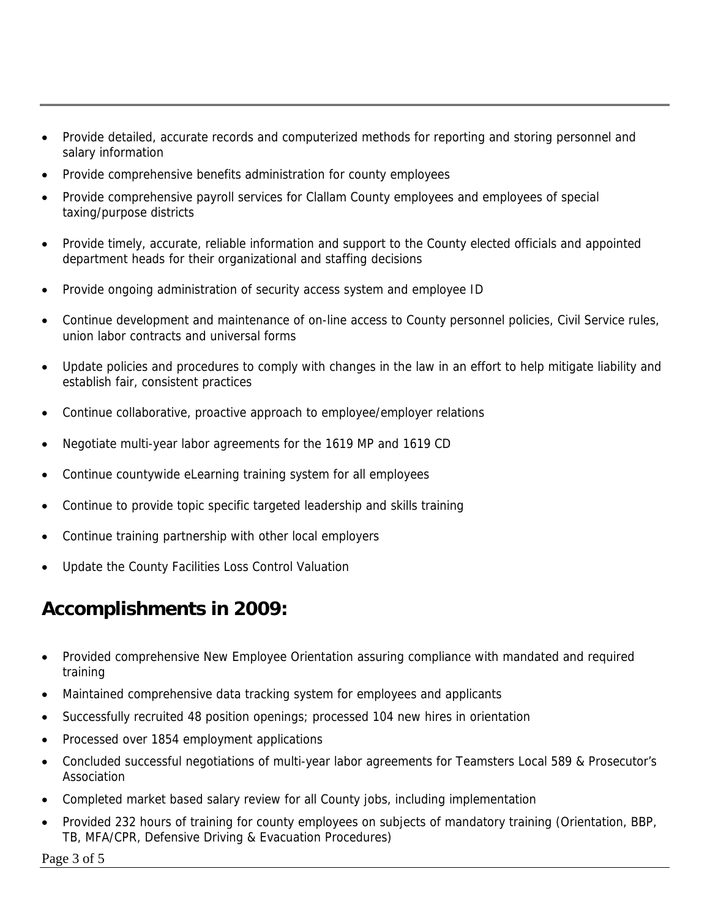- Provide detailed, accurate records and computerized methods for reporting and storing personnel and salary information
- Provide comprehensive benefits administration for county employees
- Provide comprehensive payroll services for Clallam County employees and employees of special taxing/purpose districts
- Provide timely, accurate, reliable information and support to the County elected officials and appointed department heads for their organizational and staffing decisions
- Provide ongoing administration of security access system and employee ID
- Continue development and maintenance of on-line access to County personnel policies, Civil Service rules, union labor contracts and universal forms
- Update policies and procedures to comply with changes in the law in an effort to help mitigate liability and establish fair, consistent practices
- Continue collaborative, proactive approach to employee/employer relations
- Negotiate multi-year labor agreements for the 1619 MP and 1619 CD
- Continue countywide eLearning training system for all employees
- Continue to provide topic specific targeted leadership and skills training
- Continue training partnership with other local employers
- Update the County Facilities Loss Control Valuation

## Accomplishments in 2009:

- Provided comprehensive New Employee Orientation assuring compliance with mandated and required training
- Maintained comprehensive data tracking system for employees and applicants
- Successfully recruited 48 position openings; processed 104 new hires in orientation
- Processed over 1854 employment applications
- Concluded successful negotiations of multi-year labor agreements for Teamsters Local 589 & Prosecutor's Association
- Completed market based salary review for all County jobs, including implementation
- Provided 232 hours of training for county employees on subjects of mandatory training (Orientation, BBP, TB, MFA/CPR, Defensive Driving & Evacuation Procedures)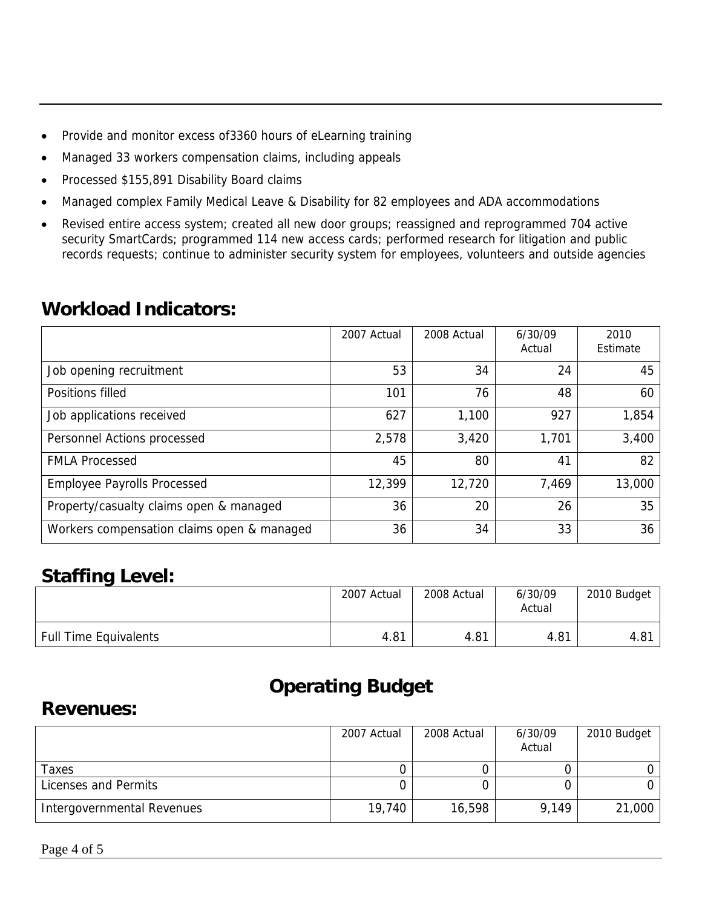- Provide and monitor excess of3360 hours of eLearning training
- Managed 33 workers compensation claims, including appeals
- Processed $155,891 Disability Board claims
- Managed complex Family Medical Leave & Disability for 82 employees and ADA accommodations
- Revised entire access system; created all new door groups; reassigned and reprogrammed 704 active security SmartCards; programmed 114 new access cards; performed research for litigation and public records requests; continue to administer security system for employees, volunteers and outside agencies

## Workload Indicators:

| | 2007 Actual | 2008 Actual | 6/30/09 Actual | 2010 Estimate |
|---|---|---|---|---|
| Job opening recruitment | 53 | 34 | 24 | 45 |
| Positions filled | 101 | 76 | 48 | 60 |
| Job applications received | 627 | 1,100 | 927 | 1,854 |
| Personnel Actions processed | 2,578 | 3,420 | 1,701 | 3,400 |
| FMLA Processed | 45 | 80 | 41 | 82 |
| Employee Payrolls Processed | 12,399 | 12,720 | 7,469 | 13,000 |
| Property/casualty claims open & managed | 36 | 20 | 26 | 35 |
| Workers compensation claims open & managed | 36 | 34 | 33 | 36 |

## Staffing Level:

| | 2007 Actual | 2008 Actual | 6/30/09 Actual | 2010 Budget |
|---|---|---|---|---|
| Full Time Equivalents | 4.81 | 4.81 | 4.81 | 4.81 |

# Operating Budget

## Revenues:

| | 2007 Actual | 2008 Actual | 6/30/09 Actual | 2010 Budget |
|---|---|---|---|---|
| Taxes | 0 | 0 | 0 | 0 |
| Licenses and Permits | 0 | 0 | 0 | 0 |
| Intergovernmental Revenues | 19,740 | 16,598 | 9,149 | 21,000 |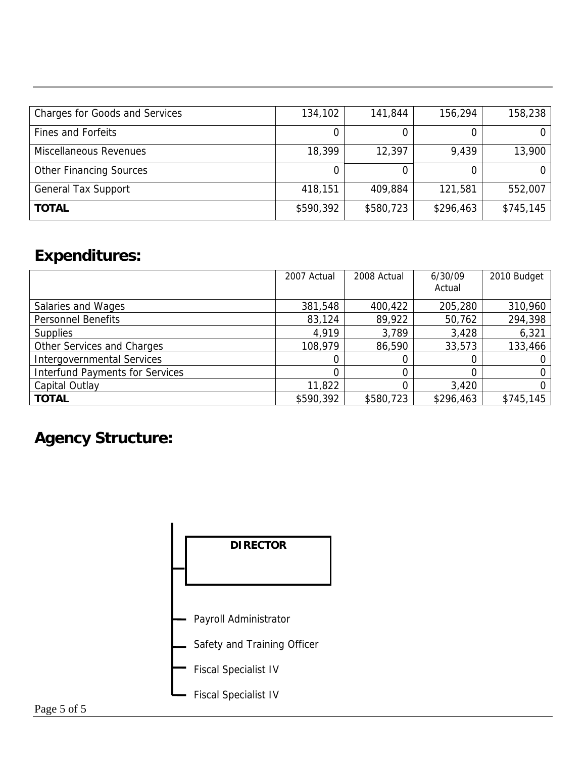| | | | | |
|---|---|---|---|---|
| Charges for Goods and Services | 134,102 | 141,844 | 156,294 | 158,238 |
| Fines and Forfeits | 0 | 0 | 0 | 0 |
| Miscellaneous Revenues | 18,399 | 12,397 | 9,439 | 13,900 |
| Other Financing Sources | 0 | 0 | 0 | 0 |
| General Tax Support | 418,151 | 409,884 | 121,581 | 552,007 |
| **TOTAL** | $590,392 | $580,723 | $296,463 | $745,145 |

## Expenditures:

| | 2007 Actual | 2008 Actual | 6/30/09 Actual | 2010 Budget |
|---|---|---|---|---|
| Salaries and Wages | 381,548 | 400,422 | 205,280 | 310,960 |
| Personnel Benefits | 83,124 | 89,922 | 50,762 | 294,398 |
| Supplies | 4,919 | 3,789 | 3,428 | 6,321 |
| Other Services and Charges | 108,979 | 86,590 | 33,573 | 133,466 |
| Intergovernmental Services | 0 | 0 | 0 | 0 |
| Interfund Payments for Services | 0 | 0 | 0 | 0 |
| Capital Outlay | 11,822 | 0 | 3,420 | 0 |
| **TOTAL** | $590,392 | $580,723 | $296,463 | $745,145 |

## Agency Structure:

**DIRECTOR**

- Payroll Administrator
- Safety and Training Officer
- Fiscal Specialist IV
- Fiscal Specialist IV